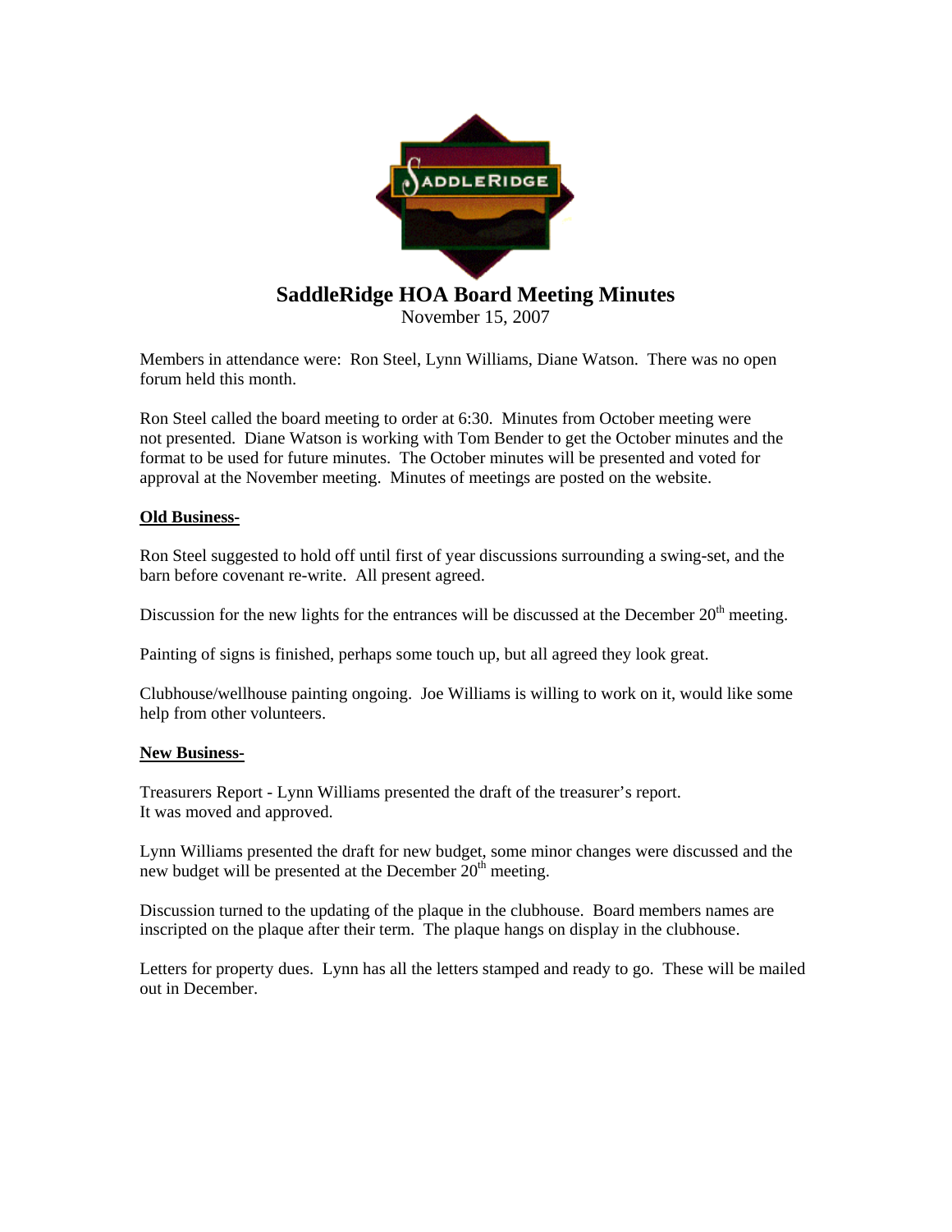# SaddleRidge HOA Board Meeting Minutes

November 15, 2007

Members in attendance were: Ron Steel, Lynn Williams, Diane Watson. There was no open forum held this month.

Ron Steel called the board meeting to order at 6:30. Minutes from October meeting were not presented. Diane Watson is working with Tom Bender to get the October minutes and the format to be used for future minutes. The October minutes will be presented and voted for approval at the November meeting. Minutes of meetings are posted on the website.

**Old Business-**

Ron Steel suggested to hold off until first of year discussions surrounding a swing-set, and the barn before covenant re-write. All present agreed.

Discussion for the new lights for the entrances will be discussed at the December 20th meeting.

Painting of signs is finished, perhaps some touch up, but all agreed they look great.

Clubhouse/wellhouse painting ongoing. Joe Williams is willing to work on it, would like some help from other volunteers.

**New Business-**

Treasurers Report - Lynn Williams presented the draft of the treasurer's report.
It was moved and approved.

Lynn Williams presented the draft for new budget, some minor changes were discussed and the new budget will be presented at the December 20th meeting.

Discussion turned to the updating of the plaque in the clubhouse. Board members names are inscripted on the plaque after their term. The plaque hangs on display in the clubhouse.

Letters for property dues. Lynn has all the letters stamped and ready to go. These will be mailed out in December.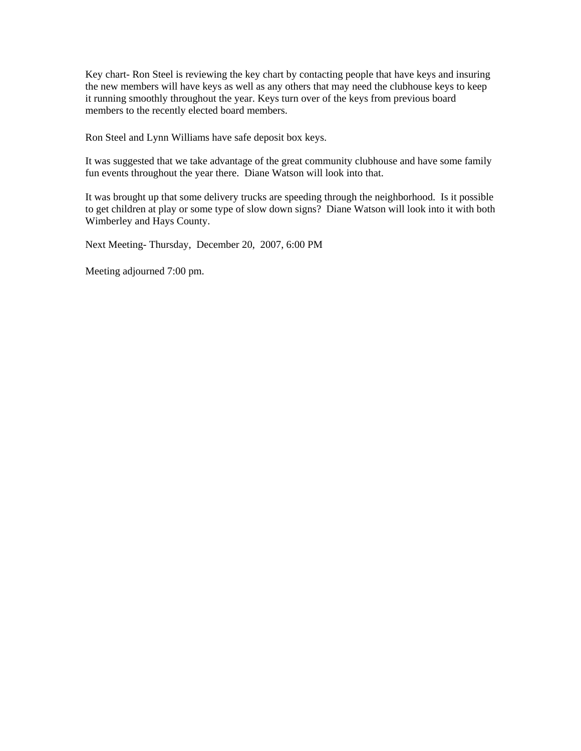Key chart- Ron Steel is reviewing the key chart by contacting people that have keys and insuring the new members will have keys as well as any others that may need the clubhouse keys to keep it running smoothly throughout the year. Keys turn over of the keys from previous board members to the recently elected board members.

Ron Steel and Lynn Williams have safe deposit box keys.

It was suggested that we take advantage of the great community clubhouse and have some family fun events throughout the year there.  Diane Watson will look into that.

It was brought up that some delivery trucks are speeding through the neighborhood.  Is it possible to get children at play or some type of slow down signs?  Diane Watson will look into it with both Wimberley and Hays County.

Next Meeting- Thursday,  December 20,  2007, 6:00 PM

Meeting adjourned 7:00 pm.